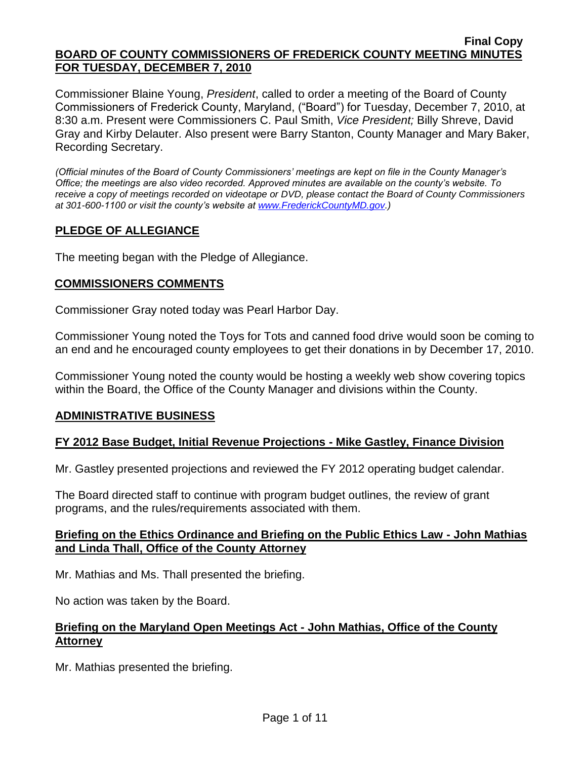**Final Copy**

# BOARD OF COUNTY COMMISSIONERS OF FREDERICK COUNTY MEETING MINUTES FOR TUESDAY, DECEMBER 7, 2010

Commissioner Blaine Young, *President*, called to order a meeting of the Board of County Commissioners of Frederick County, Maryland, ("Board") for Tuesday, December 7, 2010, at 8:30 a.m. Present were Commissioners C. Paul Smith, *Vice President;* Billy Shreve, David Gray and Kirby Delauter. Also present were Barry Stanton, County Manager and Mary Baker, Recording Secretary.

*(Official minutes of the Board of County Commissioners' meetings are kept on file in the County Manager's Office; the meetings are also video recorded. Approved minutes are available on the county's website. To receive a copy of meetings recorded on videotape or DVD, please contact the Board of County Commissioners at 301-600-1100 or visit the county's website at www.FrederickCountyMD.gov.)*

## PLEDGE OF ALLEGIANCE

The meeting began with the Pledge of Allegiance.

## COMMISSIONERS COMMENTS

Commissioner Gray noted today was Pearl Harbor Day.

Commissioner Young noted the Toys for Tots and canned food drive would soon be coming to an end and he encouraged county employees to get their donations in by December 17, 2010.

Commissioner Young noted the county would be hosting a weekly web show covering topics within the Board, the Office of the County Manager and divisions within the County.

## ADMINISTRATIVE BUSINESS

### FY 2012 Base Budget, Initial Revenue Projections - Mike Gastley, Finance Division

Mr. Gastley presented projections and reviewed the FY 2012 operating budget calendar.

The Board directed staff to continue with program budget outlines, the review of grant programs, and the rules/requirements associated with them.

### Briefing on the Ethics Ordinance and Briefing on the Public Ethics Law - John Mathias and Linda Thall, Office of the County Attorney

Mr. Mathias and Ms. Thall presented the briefing.

No action was taken by the Board.

### Briefing on the Maryland Open Meetings Act - John Mathias, Office of the County Attorney

Mr. Mathias presented the briefing.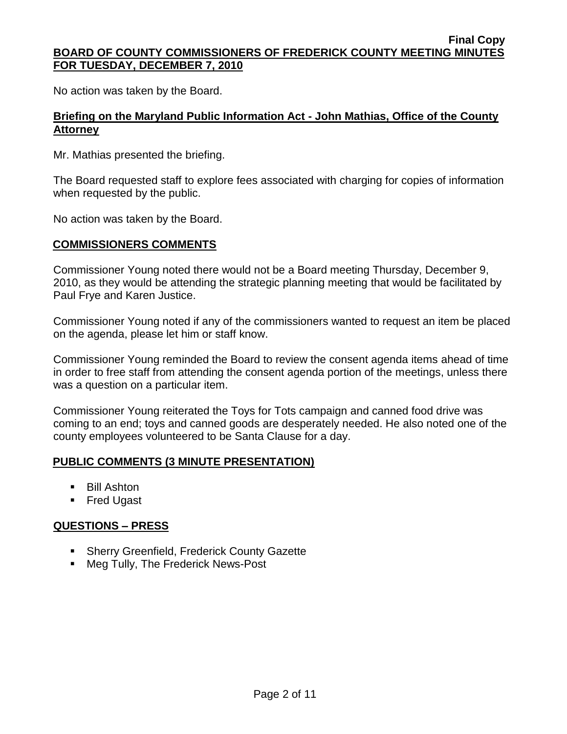No action was taken by the Board.

**Briefing on the Maryland Public Information Act - John Mathias, Office of the County Attorney**

Mr. Mathias presented the briefing.

The Board requested staff to explore fees associated with charging for copies of information when requested by the public.

No action was taken by the Board.

## COMMISSIONERS COMMENTS

Commissioner Young noted there would not be a Board meeting Thursday, December 9, 2010, as they would be attending the strategic planning meeting that would be facilitated by Paul Frye and Karen Justice.

Commissioner Young noted if any of the commissioners wanted to request an item be placed on the agenda, please let him or staff know.

Commissioner Young reminded the Board to review the consent agenda items ahead of time in order to free staff from attending the consent agenda portion of the meetings, unless there was a question on a particular item.

Commissioner Young reiterated the Toys for Tots campaign and canned food drive was coming to an end; toys and canned goods are desperately needed. He also noted one of the county employees volunteered to be Santa Clause for a day.

## PUBLIC COMMENTS (3 MINUTE PRESENTATION)

- Bill Ashton
- Fred Ugast

## QUESTIONS – PRESS

- Sherry Greenfield, Frederick County Gazette
- Meg Tully, The Frederick News-Post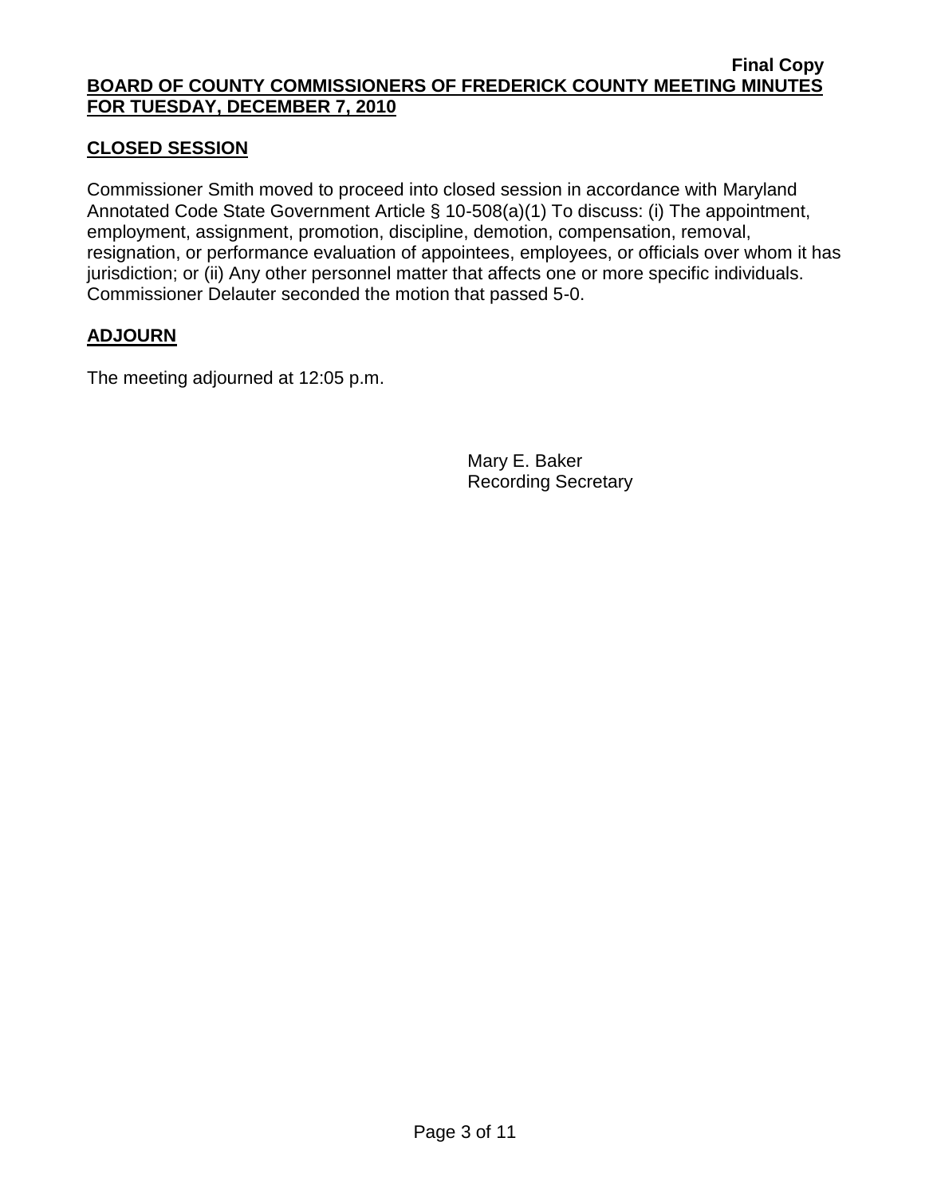**Final Copy**

**BOARD OF COUNTY COMMISSIONERS OF FREDERICK COUNTY MEETING MINUTES FOR TUESDAY, DECEMBER 7, 2010**

## CLOSED SESSION

Commissioner Smith moved to proceed into closed session in accordance with Maryland Annotated Code State Government Article § 10-508(a)(1) To discuss: (i) The appointment, employment, assignment, promotion, discipline, demotion, compensation, removal, resignation, or performance evaluation of appointees, employees, or officials over whom it has jurisdiction; or (ii) Any other personnel matter that affects one or more specific individuals. Commissioner Delauter seconded the motion that passed 5-0.

## ADJOURN

The meeting adjourned at 12:05 p.m.

Mary E. Baker
Recording Secretary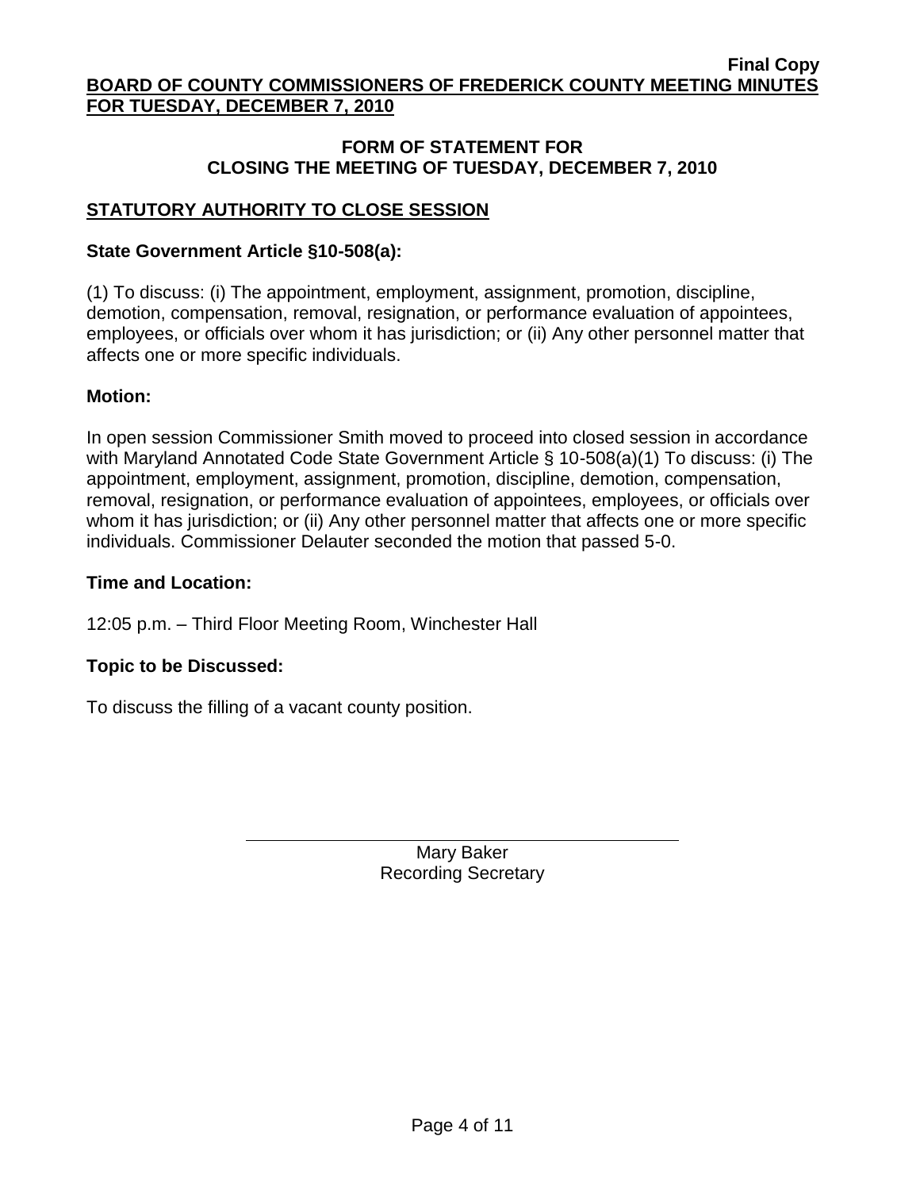## FORM OF STATEMENT FOR CLOSING THE MEETING OF TUESDAY, DECEMBER 7, 2010

### STATUTORY AUTHORITY TO CLOSE SESSION

**State Government Article §10-508(a):**

(1) To discuss: (i) The appointment, employment, assignment, promotion, discipline, demotion, compensation, removal, resignation, or performance evaluation of appointees, employees, or officials over whom it has jurisdiction; or (ii) Any other personnel matter that affects one or more specific individuals.

**Motion:**

In open session Commissioner Smith moved to proceed into closed session in accordance with Maryland Annotated Code State Government Article § 10-508(a)(1) To discuss: (i) The appointment, employment, assignment, promotion, discipline, demotion, compensation, removal, resignation, or performance evaluation of appointees, employees, or officials over whom it has jurisdiction; or (ii) Any other personnel matter that affects one or more specific individuals. Commissioner Delauter seconded the motion that passed 5-0.

**Time and Location:**

12:05 p.m. – Third Floor Meeting Room, Winchester Hall

**Topic to be Discussed:**

To discuss the filling of a vacant county position.

Mary Baker
Recording Secretary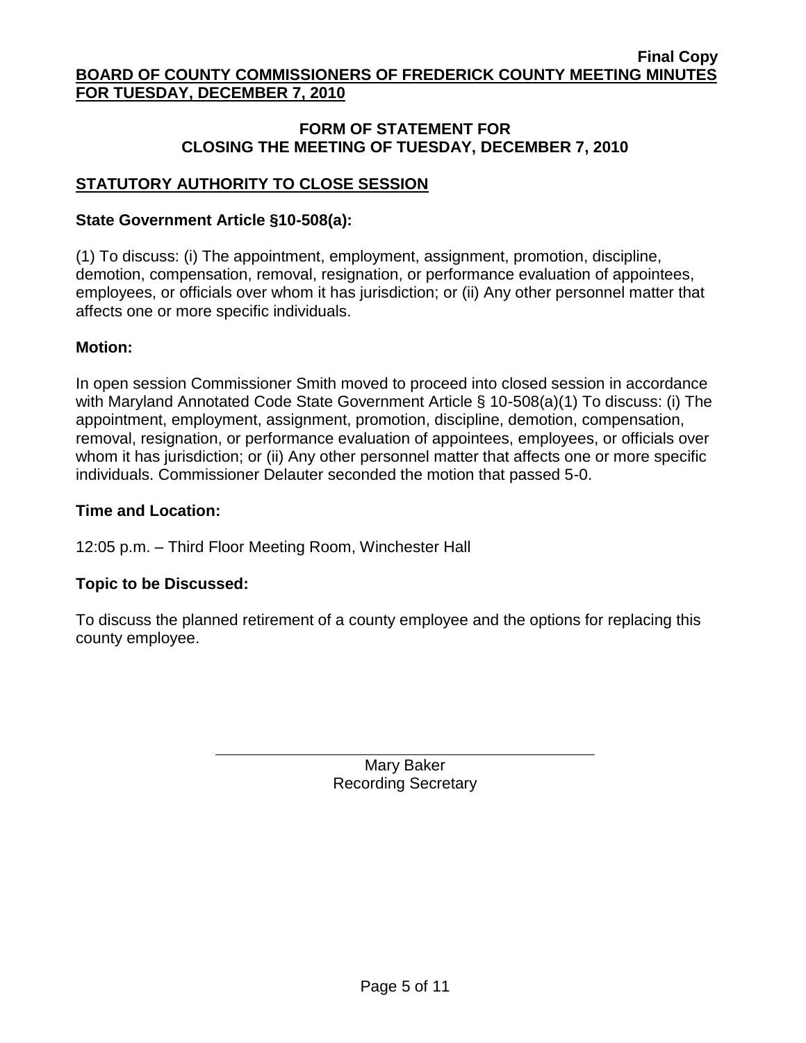**Final Copy**

**BOARD OF COUNTY COMMISSIONERS OF FREDERICK COUNTY MEETING MINUTES FOR TUESDAY, DECEMBER 7, 2010**

## FORM OF STATEMENT FOR CLOSING THE MEETING OF TUESDAY, DECEMBER 7, 2010

### STATUTORY AUTHORITY TO CLOSE SESSION

**State Government Article §10-508(a):**

(1) To discuss: (i) The appointment, employment, assignment, promotion, discipline, demotion, compensation, removal, resignation, or performance evaluation of appointees, employees, or officials over whom it has jurisdiction; or (ii) Any other personnel matter that affects one or more specific individuals.

**Motion:**

In open session Commissioner Smith moved to proceed into closed session in accordance with Maryland Annotated Code State Government Article § 10-508(a)(1) To discuss: (i) The appointment, employment, assignment, promotion, discipline, demotion, compensation, removal, resignation, or performance evaluation of appointees, employees, or officials over whom it has jurisdiction; or (ii) Any other personnel matter that affects one or more specific individuals. Commissioner Delauter seconded the motion that passed 5-0.

**Time and Location:**

12:05 p.m. – Third Floor Meeting Room, Winchester Hall

**Topic to be Discussed:**

To discuss the planned retirement of a county employee and the options for replacing this county employee.

Mary Baker
Recording Secretary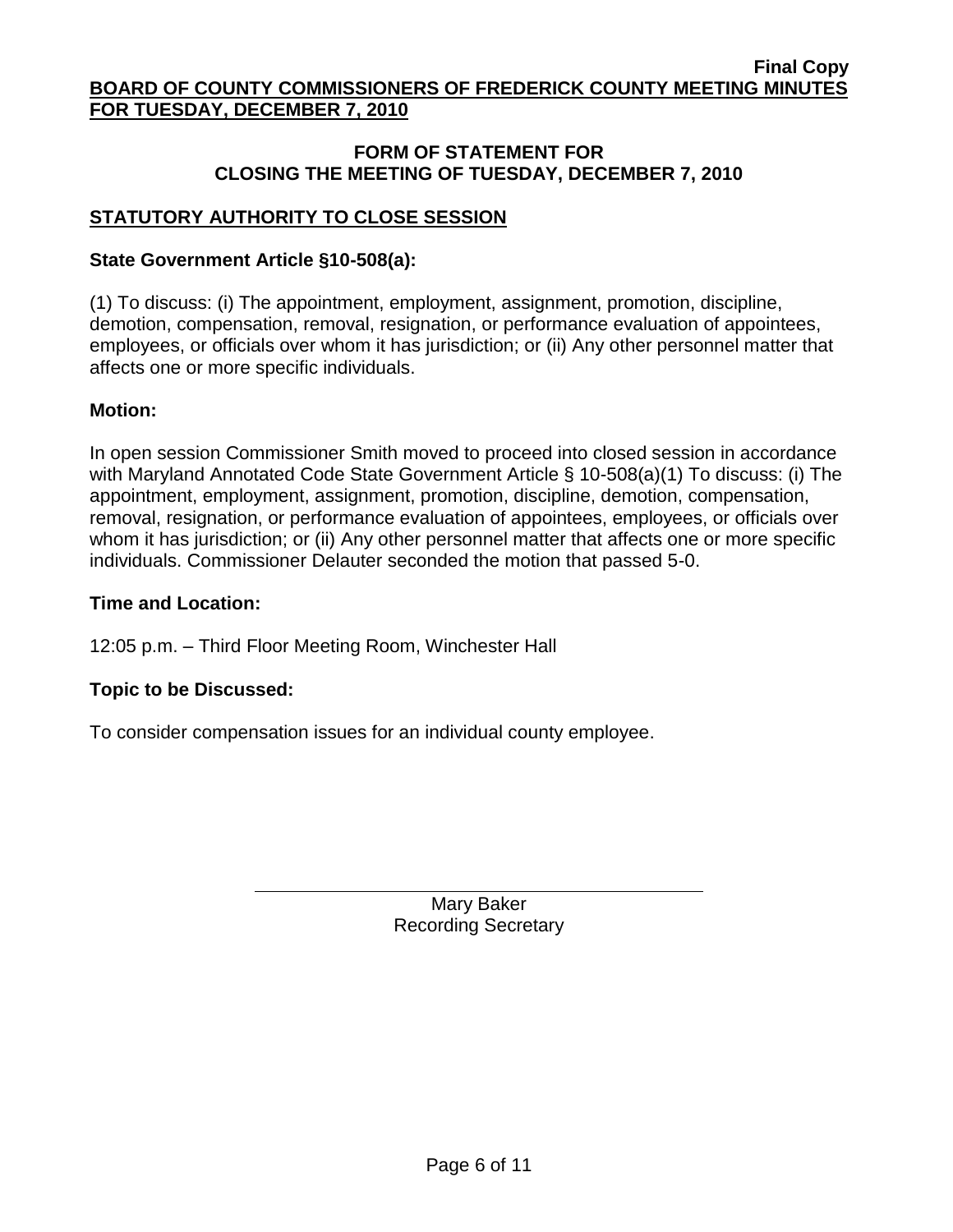**Final Copy**

**BOARD OF COUNTY COMMISSIONERS OF FREDERICK COUNTY MEETING MINUTES FOR TUESDAY, DECEMBER 7, 2010**

## FORM OF STATEMENT FOR CLOSING THE MEETING OF TUESDAY, DECEMBER 7, 2010

### STATUTORY AUTHORITY TO CLOSE SESSION

**State Government Article §10-508(a):**

(1) To discuss: (i) The appointment, employment, assignment, promotion, discipline, demotion, compensation, removal, resignation, or performance evaluation of appointees, employees, or officials over whom it has jurisdiction; or (ii) Any other personnel matter that affects one or more specific individuals.

**Motion:**

In open session Commissioner Smith moved to proceed into closed session in accordance with Maryland Annotated Code State Government Article § 10-508(a)(1) To discuss: (i) The appointment, employment, assignment, promotion, discipline, demotion, compensation, removal, resignation, or performance evaluation of appointees, employees, or officials over whom it has jurisdiction; or (ii) Any other personnel matter that affects one or more specific individuals. Commissioner Delauter seconded the motion that passed 5-0.

**Time and Location:**

12:05 p.m. – Third Floor Meeting Room, Winchester Hall

**Topic to be Discussed:**

To consider compensation issues for an individual county employee.

Mary Baker
Recording Secretary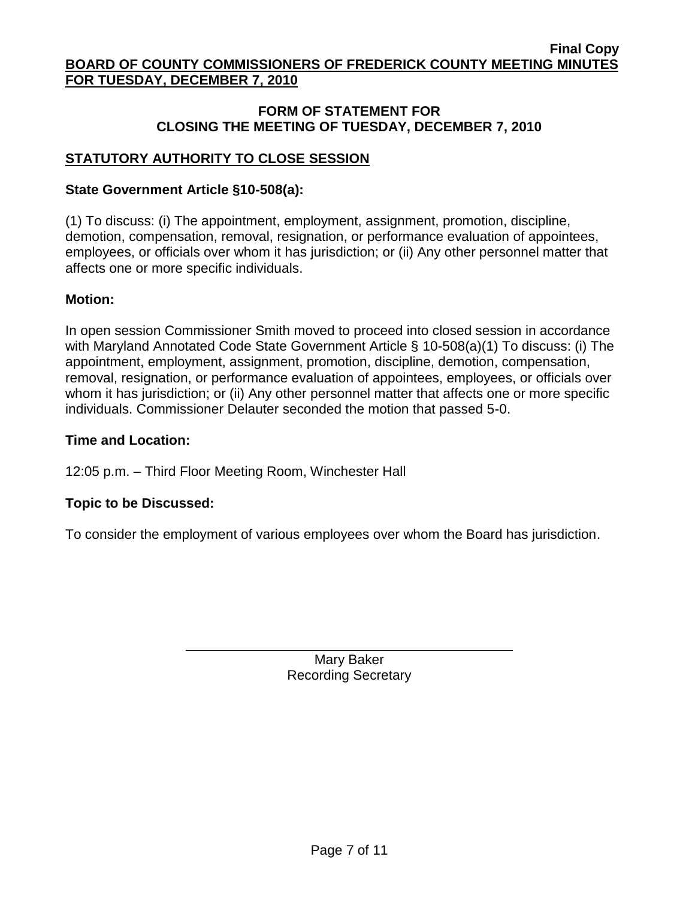**Final Copy**

**BOARD OF COUNTY COMMISSIONERS OF FREDERICK COUNTY MEETING MINUTES FOR TUESDAY, DECEMBER 7, 2010**

## FORM OF STATEMENT FOR CLOSING THE MEETING OF TUESDAY, DECEMBER 7, 2010

### STATUTORY AUTHORITY TO CLOSE SESSION

**State Government Article §10-508(a):**

(1) To discuss: (i) The appointment, employment, assignment, promotion, discipline, demotion, compensation, removal, resignation, or performance evaluation of appointees, employees, or officials over whom it has jurisdiction; or (ii) Any other personnel matter that affects one or more specific individuals.

**Motion:**

In open session Commissioner Smith moved to proceed into closed session in accordance with Maryland Annotated Code State Government Article § 10-508(a)(1) To discuss: (i) The appointment, employment, assignment, promotion, discipline, demotion, compensation, removal, resignation, or performance evaluation of appointees, employees, or officials over whom it has jurisdiction; or (ii) Any other personnel matter that affects one or more specific individuals. Commissioner Delauter seconded the motion that passed 5-0.

**Time and Location:**

12:05 p.m. – Third Floor Meeting Room, Winchester Hall

**Topic to be Discussed:**

To consider the employment of various employees over whom the Board has jurisdiction.

Mary Baker
Recording Secretary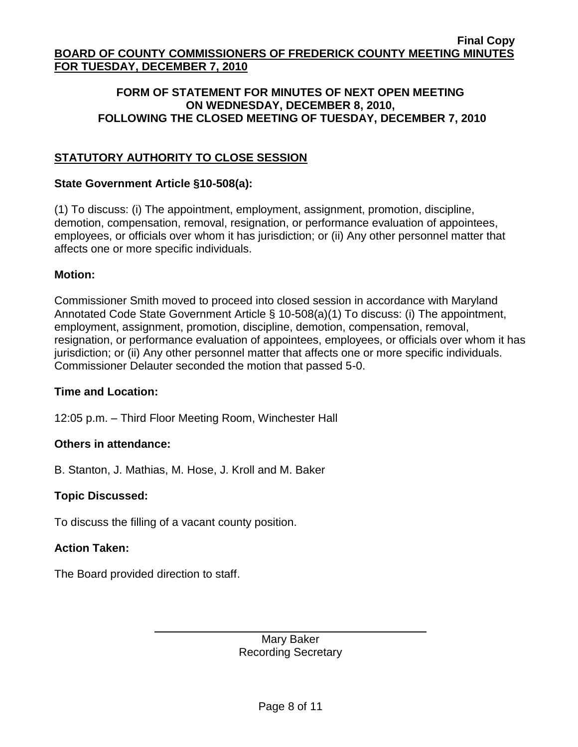**Final Copy**

**BOARD OF COUNTY COMMISSIONERS OF FREDERICK COUNTY MEETING MINUTES FOR TUESDAY, DECEMBER 7, 2010**

**FORM OF STATEMENT FOR MINUTES OF NEXT OPEN MEETING ON WEDNESDAY, DECEMBER 8, 2010, FOLLOWING THE CLOSED MEETING OF TUESDAY, DECEMBER 7, 2010**

## STATUTORY AUTHORITY TO CLOSE SESSION

**State Government Article §10-508(a):**

(1) To discuss: (i) The appointment, employment, assignment, promotion, discipline, demotion, compensation, removal, resignation, or performance evaluation of appointees, employees, or officials over whom it has jurisdiction; or (ii) Any other personnel matter that affects one or more specific individuals.

**Motion:**

Commissioner Smith moved to proceed into closed session in accordance with Maryland Annotated Code State Government Article § 10-508(a)(1) To discuss: (i) The appointment, employment, assignment, promotion, discipline, demotion, compensation, removal, resignation, or performance evaluation of appointees, employees, or officials over whom it has jurisdiction; or (ii) Any other personnel matter that affects one or more specific individuals. Commissioner Delauter seconded the motion that passed 5-0.

**Time and Location:**

12:05 p.m. – Third Floor Meeting Room, Winchester Hall

**Others in attendance:**

B. Stanton, J. Mathias, M. Hose, J. Kroll and M. Baker

**Topic Discussed:**

To discuss the filling of a vacant county position.

**Action Taken:**

The Board provided direction to staff.

Mary Baker
Recording Secretary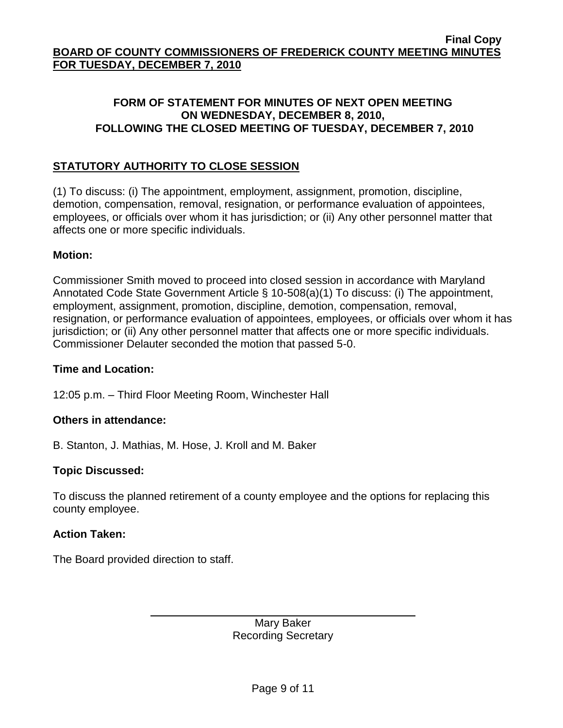**Final Copy**

**BOARD OF COUNTY COMMISSIONERS OF FREDERICK COUNTY MEETING MINUTES FOR TUESDAY, DECEMBER 7, 2010**

## FORM OF STATEMENT FOR MINUTES OF NEXT OPEN MEETING ON WEDNESDAY, DECEMBER 8, 2010, FOLLOWING THE CLOSED MEETING OF TUESDAY, DECEMBER 7, 2010

## STATUTORY AUTHORITY TO CLOSE SESSION

(1) To discuss: (i) The appointment, employment, assignment, promotion, discipline, demotion, compensation, removal, resignation, or performance evaluation of appointees, employees, or officials over whom it has jurisdiction; or (ii) Any other personnel matter that affects one or more specific individuals.

**Motion:**

Commissioner Smith moved to proceed into closed session in accordance with Maryland Annotated Code State Government Article § 10-508(a)(1) To discuss: (i) The appointment, employment, assignment, promotion, discipline, demotion, compensation, removal, resignation, or performance evaluation of appointees, employees, or officials over whom it has jurisdiction; or (ii) Any other personnel matter that affects one or more specific individuals. Commissioner Delauter seconded the motion that passed 5-0.

**Time and Location:**

12:05 p.m. – Third Floor Meeting Room, Winchester Hall

**Others in attendance:**

B. Stanton, J. Mathias, M. Hose, J. Kroll and M. Baker

**Topic Discussed:**

To discuss the planned retirement of a county employee and the options for replacing this county employee.

**Action Taken:**

The Board provided direction to staff.

Mary Baker
Recording Secretary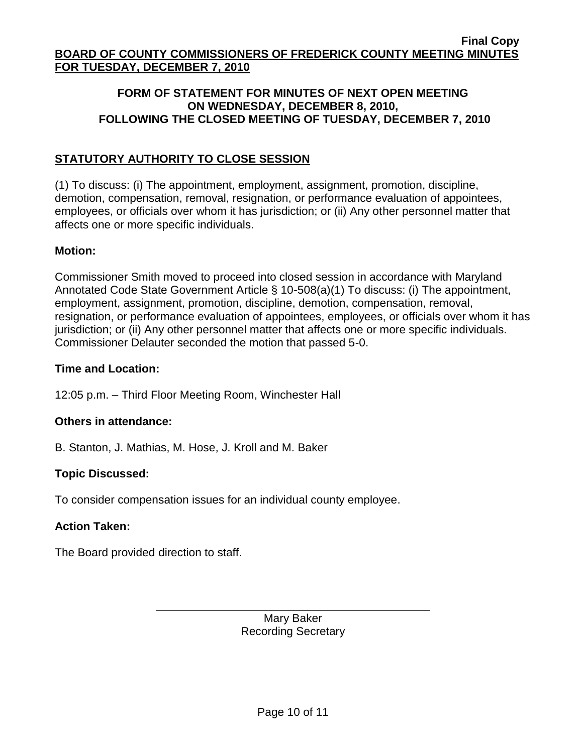**Final Copy**

**BOARD OF COUNTY COMMISSIONERS OF FREDERICK COUNTY MEETING MINUTES FOR TUESDAY, DECEMBER 7, 2010**

### FORM OF STATEMENT FOR MINUTES OF NEXT OPEN MEETING ON WEDNESDAY, DECEMBER 8, 2010, FOLLOWING THE CLOSED MEETING OF TUESDAY, DECEMBER 7, 2010

## STATUTORY AUTHORITY TO CLOSE SESSION

(1) To discuss: (i) The appointment, employment, assignment, promotion, discipline, demotion, compensation, removal, resignation, or performance evaluation of appointees, employees, or officials over whom it has jurisdiction; or (ii) Any other personnel matter that affects one or more specific individuals.

**Motion:**

Commissioner Smith moved to proceed into closed session in accordance with Maryland Annotated Code State Government Article § 10-508(a)(1) To discuss: (i) The appointment, employment, assignment, promotion, discipline, demotion, compensation, removal, resignation, or performance evaluation of appointees, employees, or officials over whom it has jurisdiction; or (ii) Any other personnel matter that affects one or more specific individuals. Commissioner Delauter seconded the motion that passed 5-0.

**Time and Location:**

12:05 p.m. – Third Floor Meeting Room, Winchester Hall

**Others in attendance:**

B. Stanton, J. Mathias, M. Hose, J. Kroll and M. Baker

**Topic Discussed:**

To consider compensation issues for an individual county employee.

**Action Taken:**

The Board provided direction to staff.

Mary Baker
Recording Secretary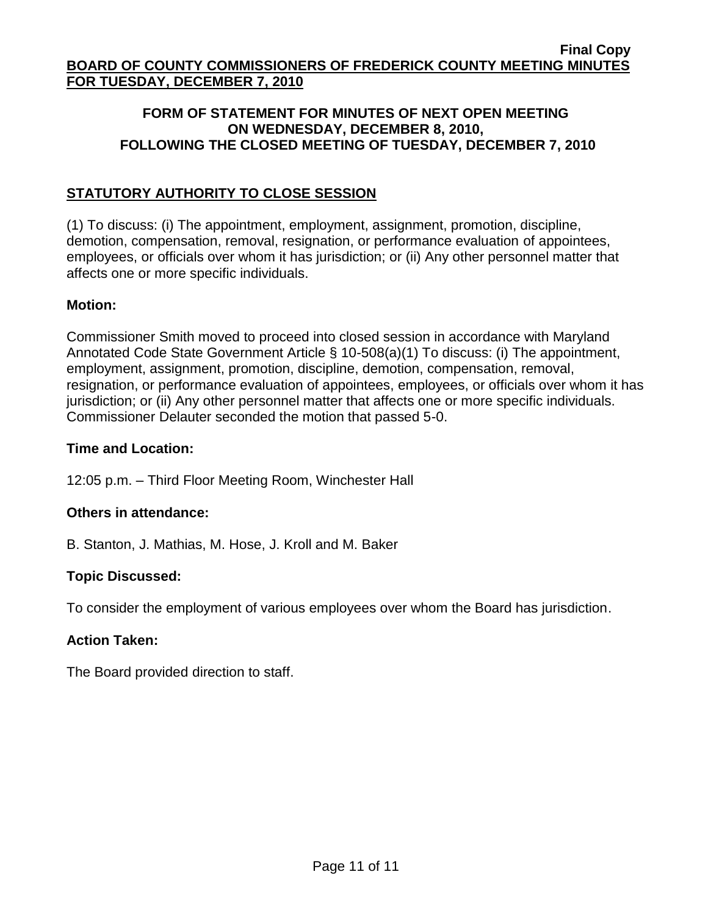**FORM OF STATEMENT FOR MINUTES OF NEXT OPEN MEETING ON WEDNESDAY, DECEMBER 8, 2010, FOLLOWING THE CLOSED MEETING OF TUESDAY, DECEMBER 7, 2010**

## STATUTORY AUTHORITY TO CLOSE SESSION

(1) To discuss: (i) The appointment, employment, assignment, promotion, discipline, demotion, compensation, removal, resignation, or performance evaluation of appointees, employees, or officials over whom it has jurisdiction; or (ii) Any other personnel matter that affects one or more specific individuals.

**Motion:**

Commissioner Smith moved to proceed into closed session in accordance with Maryland Annotated Code State Government Article § 10-508(a)(1) To discuss: (i) The appointment, employment, assignment, promotion, discipline, demotion, compensation, removal, resignation, or performance evaluation of appointees, employees, or officials over whom it has jurisdiction; or (ii) Any other personnel matter that affects one or more specific individuals. Commissioner Delauter seconded the motion that passed 5-0.

**Time and Location:**

12:05 p.m. – Third Floor Meeting Room, Winchester Hall

**Others in attendance:**

B. Stanton, J. Mathias, M. Hose, J. Kroll and M. Baker

**Topic Discussed:**

To consider the employment of various employees over whom the Board has jurisdiction.

**Action Taken:**

The Board provided direction to staff.